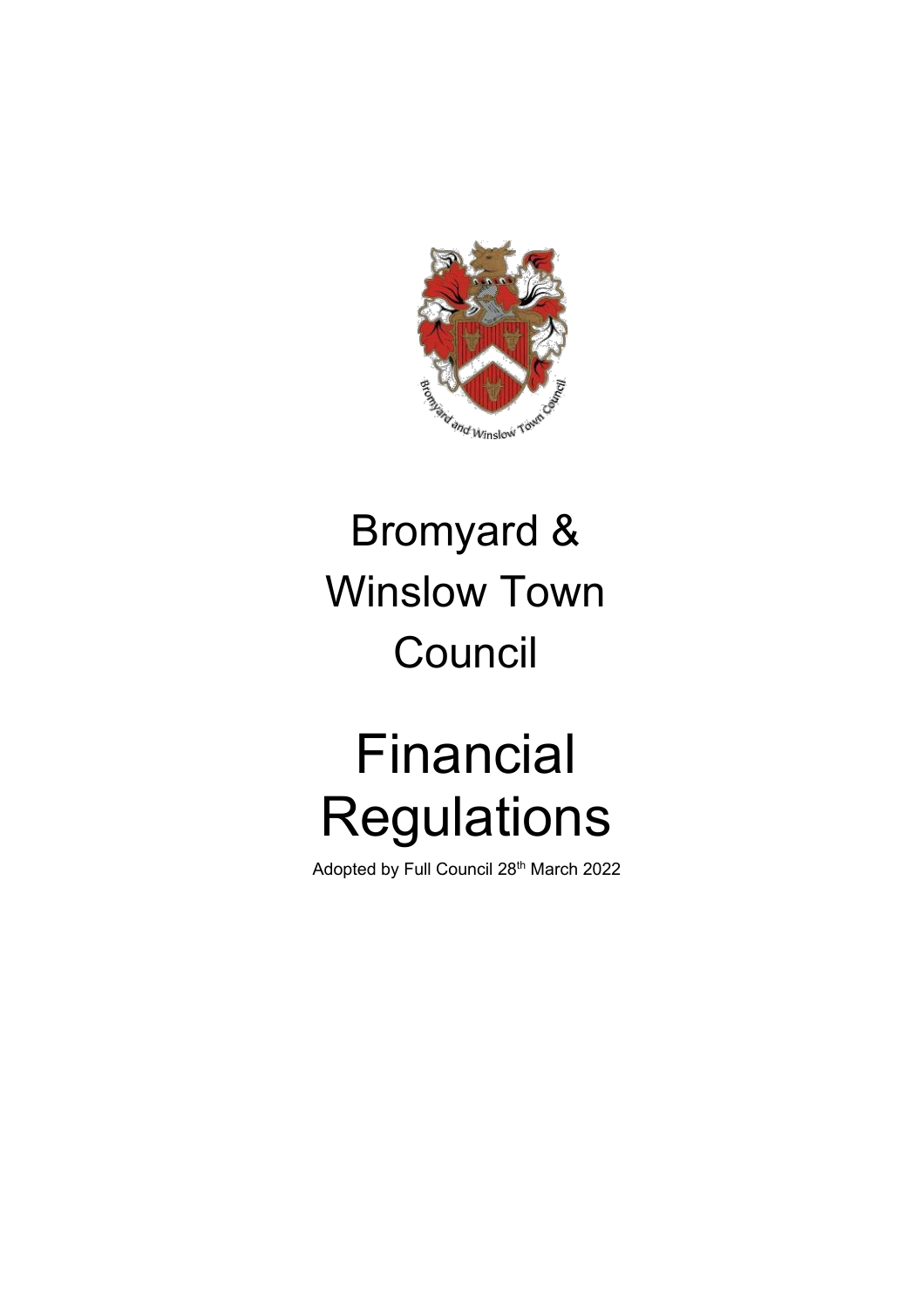# Bromyard & Winslow Town Council

# Financial Regulations

Adopted by Full Council 28th March 2022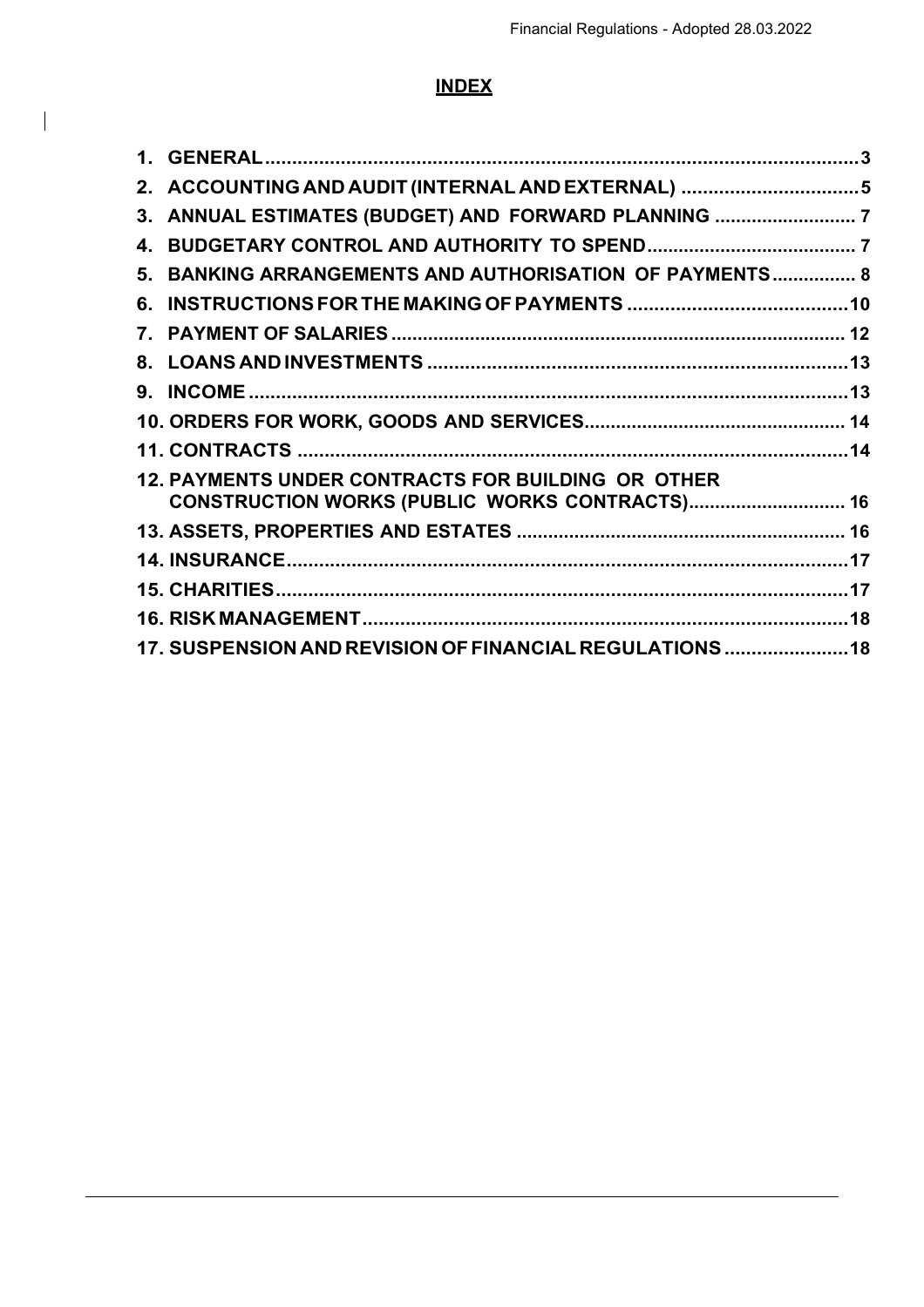# INDEX

| | |
|---|---|
| 1. GENERAL | 3 |
| 2. ACCOUNTING AND AUDIT (INTERNAL AND EXTERNAL) | 5 |
| 3. ANNUAL ESTIMATES (BUDGET) AND FORWARD PLANNING | 7 |
| 4. BUDGETARY CONTROL AND AUTHORITY TO SPEND | 7 |
| 5. BANKING ARRANGEMENTS AND AUTHORISATION OF PAYMENTS | 8 |
| 6. INSTRUCTIONS FOR THE MAKING OF PAYMENTS | 10 |
| 7. PAYMENT OF SALARIES | 12 |
| 8. LOANS AND INVESTMENTS | 13 |
| 9. INCOME | 13 |
| 10. ORDERS FOR WORK, GOODS AND SERVICES | 14 |
| 11. CONTRACTS | 14 |
| 12. PAYMENTS UNDER CONTRACTS FOR BUILDING OR OTHER CONSTRUCTION WORKS (PUBLIC WORKS CONTRACTS) | 16 |
| 13. ASSETS, PROPERTIES AND ESTATES | 16 |
| 14. INSURANCE | 17 |
| 15. CHARITIES | 17 |
| 16. RISK MANAGEMENT | 18 |
| 17. SUSPENSION AND REVISION OF FINANCIAL REGULATIONS | 18 |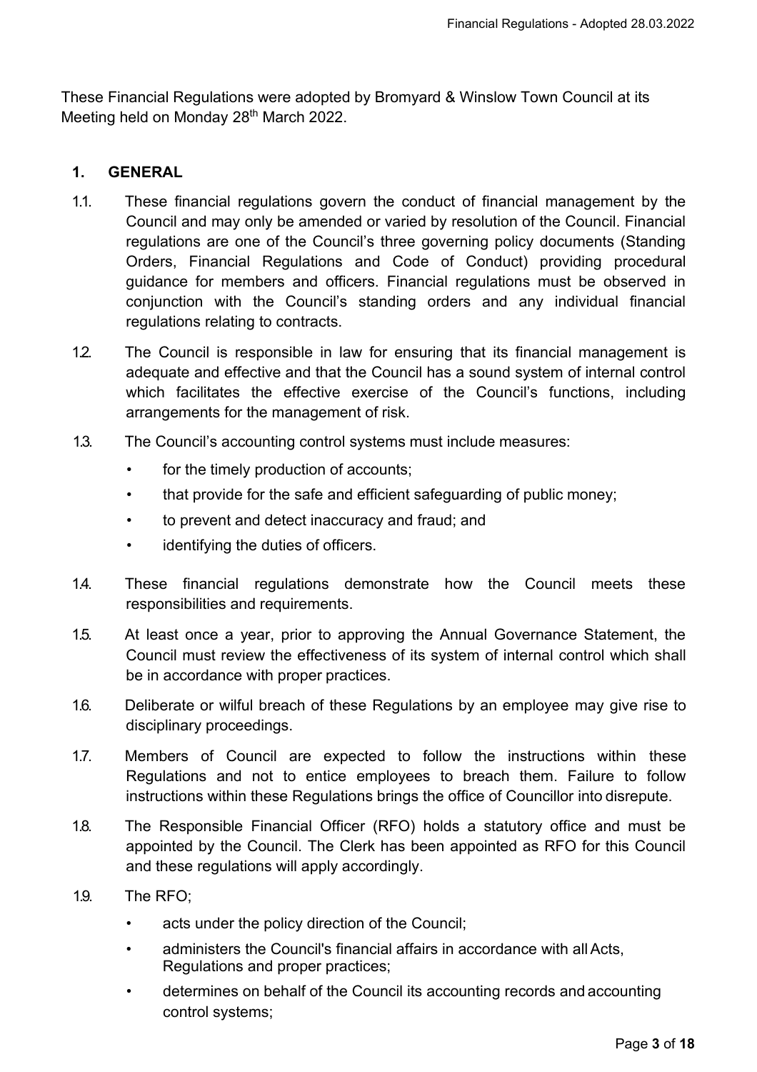These Financial Regulations were adopted by Bromyard & Winslow Town Council at its Meeting held on Monday 28th March 2022.

## 1. GENERAL

1.1. These financial regulations govern the conduct of financial management by the Council and may only be amended or varied by resolution of the Council. Financial regulations are one of the Council's three governing policy documents (Standing Orders, Financial Regulations and Code of Conduct) providing procedural guidance for members and officers. Financial regulations must be observed in conjunction with the Council's standing orders and any individual financial regulations relating to contracts.

1.2. The Council is responsible in law for ensuring that its financial management is adequate and effective and that the Council has a sound system of internal control which facilitates the effective exercise of the Council's functions, including arrangements for the management of risk.

1.3. The Council's accounting control systems must include measures:

- for the timely production of accounts;
- that provide for the safe and efficient safeguarding of public money;
- to prevent and detect inaccuracy and fraud; and
- identifying the duties of officers.

1.4. These financial regulations demonstrate how the Council meets these responsibilities and requirements.

1.5. At least once a year, prior to approving the Annual Governance Statement, the Council must review the effectiveness of its system of internal control which shall be in accordance with proper practices.

1.6. Deliberate or wilful breach of these Regulations by an employee may give rise to disciplinary proceedings.

1.7. Members of Council are expected to follow the instructions within these Regulations and not to entice employees to breach them. Failure to follow instructions within these Regulations brings the office of Councillor into disrepute.

1.8. The Responsible Financial Officer (RFO) holds a statutory office and must be appointed by the Council. The Clerk has been appointed as RFO for this Council and these regulations will apply accordingly.

1.9. The RFO;

- acts under the policy direction of the Council;
- administers the Council's financial affairs in accordance with all Acts, Regulations and proper practices;
- determines on behalf of the Council its accounting records and accounting control systems;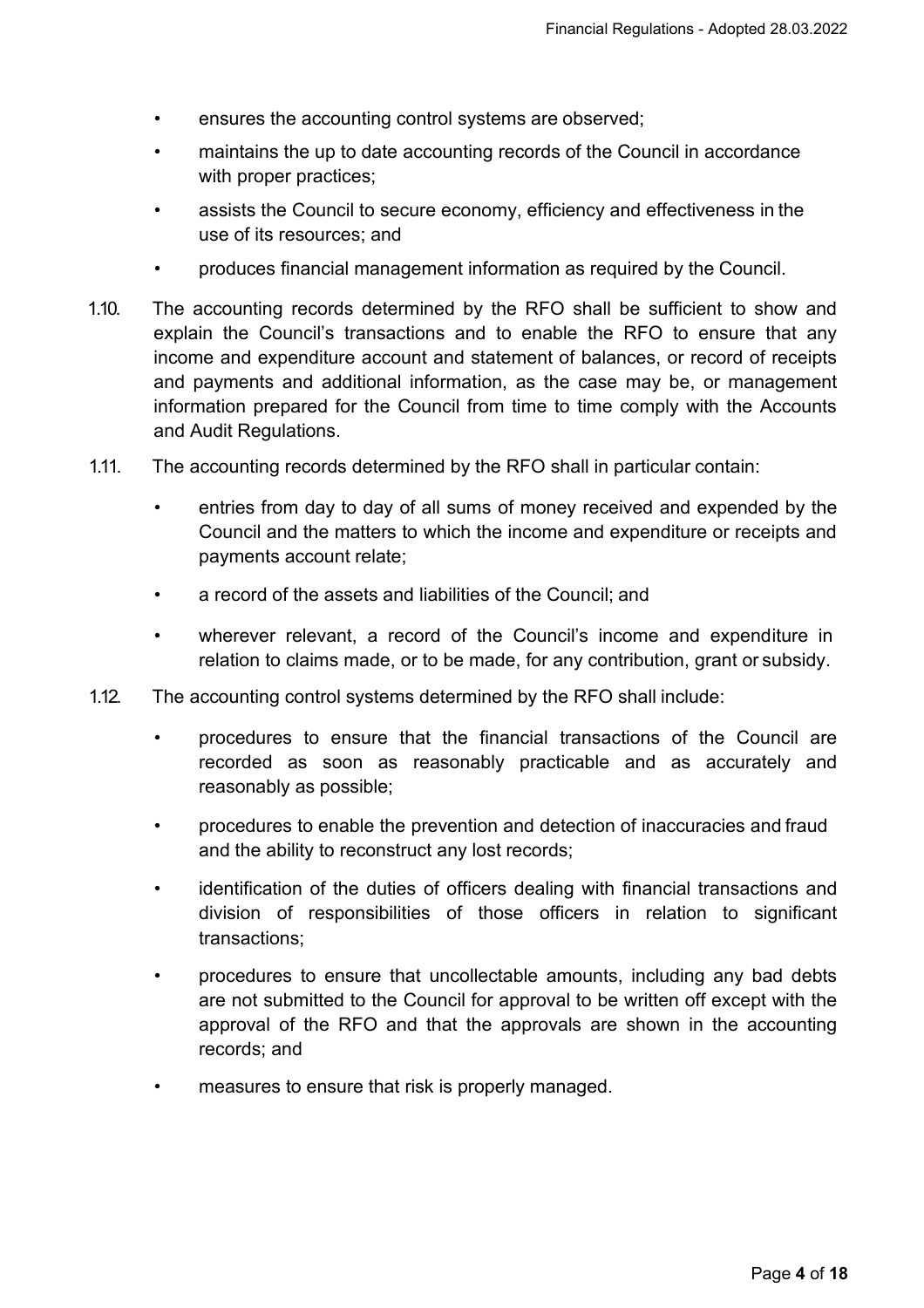- ensures the accounting control systems are observed;
- maintains the up to date accounting records of the Council in accordance with proper practices;
- assists the Council to secure economy, efficiency and effectiveness in the use of its resources; and
- produces financial management information as required by the Council.

1.10. The accounting records determined by the RFO shall be sufficient to show and explain the Council's transactions and to enable the RFO to ensure that any income and expenditure account and statement of balances, or record of receipts and payments and additional information, as the case may be, or management information prepared for the Council from time to time comply with the Accounts and Audit Regulations.

1.11. The accounting records determined by the RFO shall in particular contain:

- entries from day to day of all sums of money received and expended by the Council and the matters to which the income and expenditure or receipts and payments account relate;
- a record of the assets and liabilities of the Council; and
- wherever relevant, a record of the Council's income and expenditure in relation to claims made, or to be made, for any contribution, grant or subsidy.

1.12. The accounting control systems determined by the RFO shall include:

- procedures to ensure that the financial transactions of the Council are recorded as soon as reasonably practicable and as accurately and reasonably as possible;
- procedures to enable the prevention and detection of inaccuracies and fraud and the ability to reconstruct any lost records;
- identification of the duties of officers dealing with financial transactions and division of responsibilities of those officers in relation to significant transactions;
- procedures to ensure that uncollectable amounts, including any bad debts are not submitted to the Council for approval to be written off except with the approval of the RFO and that the approvals are shown in the accounting records; and
- measures to ensure that risk is properly managed.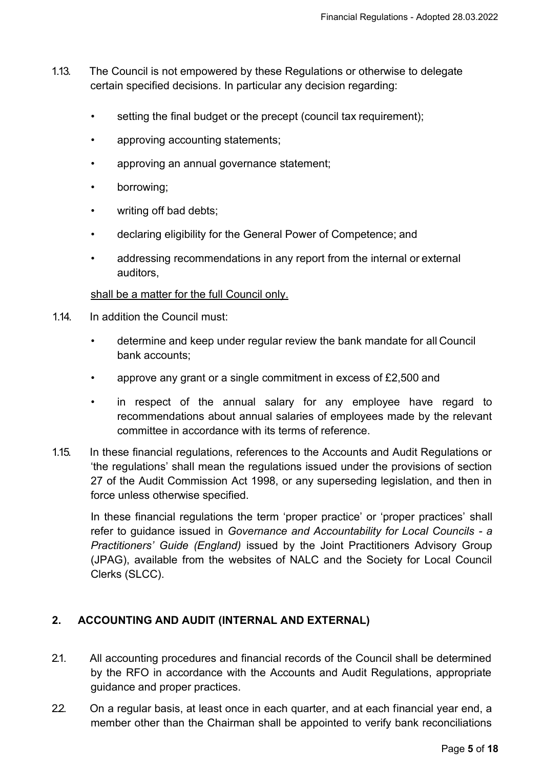1.13. The Council is not empowered by these Regulations or otherwise to delegate certain specified decisions. In particular any decision regarding:

- setting the final budget or the precept (council tax requirement);
- approving accounting statements;
- approving an annual governance statement;
- borrowing;
- writing off bad debts;
- declaring eligibility for the General Power of Competence; and
- addressing recommendations in any report from the internal or external auditors,

<u>shall be a matter for the full Council only.</u>

1.14. In addition the Council must:

- determine and keep under regular review the bank mandate for all Council bank accounts;
- approve any grant or a single commitment in excess of £2,500 and
- in respect of the annual salary for any employee have regard to recommendations about annual salaries of employees made by the relevant committee in accordance with its terms of reference.

1.15. In these financial regulations, references to the Accounts and Audit Regulations or 'the regulations' shall mean the regulations issued under the provisions of section 27 of the Audit Commission Act 1998, or any superseding legislation, and then in force unless otherwise specified.

In these financial regulations the term 'proper practice' or 'proper practices' shall refer to guidance issued in *Governance and Accountability for Local Councils - a Practitioners' Guide (England)* issued by the Joint Practitioners Advisory Group (JPAG), available from the websites of NALC and the Society for Local Council Clerks (SLCC).

## 2. ACCOUNTING AND AUDIT (INTERNAL AND EXTERNAL)

2.1. All accounting procedures and financial records of the Council shall be determined by the RFO in accordance with the Accounts and Audit Regulations, appropriate guidance and proper practices.

2.2. On a regular basis, at least once in each quarter, and at each financial year end, a member other than the Chairman shall be appointed to verify bank reconciliations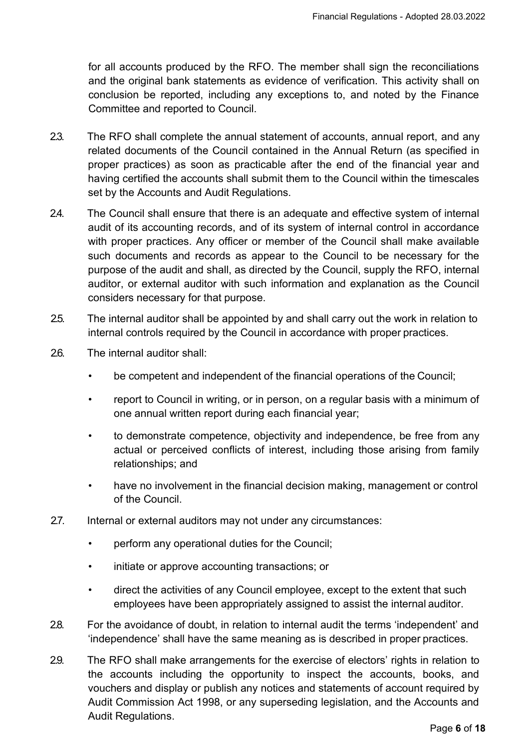for all accounts produced by the RFO. The member shall sign the reconciliations and the original bank statements as evidence of verification. This activity shall on conclusion be reported, including any exceptions to, and noted by the Finance Committee and reported to Council.

2.3. The RFO shall complete the annual statement of accounts, annual report, and any related documents of the Council contained in the Annual Return (as specified in proper practices) as soon as practicable after the end of the financial year and having certified the accounts shall submit them to the Council within the timescales set by the Accounts and Audit Regulations.

2.4. The Council shall ensure that there is an adequate and effective system of internal audit of its accounting records, and of its system of internal control in accordance with proper practices. Any officer or member of the Council shall make available such documents and records as appear to the Council to be necessary for the purpose of the audit and shall, as directed by the Council, supply the RFO, internal auditor, or external auditor with such information and explanation as the Council considers necessary for that purpose.

2.5. The internal auditor shall be appointed by and shall carry out the work in relation to internal controls required by the Council in accordance with proper practices.

2.6. The internal auditor shall:

- be competent and independent of the financial operations of the Council;
- report to Council in writing, or in person, on a regular basis with a minimum of one annual written report during each financial year;
- to demonstrate competence, objectivity and independence, be free from any actual or perceived conflicts of interest, including those arising from family relationships; and
- have no involvement in the financial decision making, management or control of the Council.

2.7. Internal or external auditors may not under any circumstances:

- perform any operational duties for the Council;
- initiate or approve accounting transactions; or
- direct the activities of any Council employee, except to the extent that such employees have been appropriately assigned to assist the internal auditor.

2.8. For the avoidance of doubt, in relation to internal audit the terms 'independent' and 'independence' shall have the same meaning as is described in proper practices.

2.9. The RFO shall make arrangements for the exercise of electors' rights in relation to the accounts including the opportunity to inspect the accounts, books, and vouchers and display or publish any notices and statements of account required by Audit Commission Act 1998, or any superseding legislation, and the Accounts and Audit Regulations.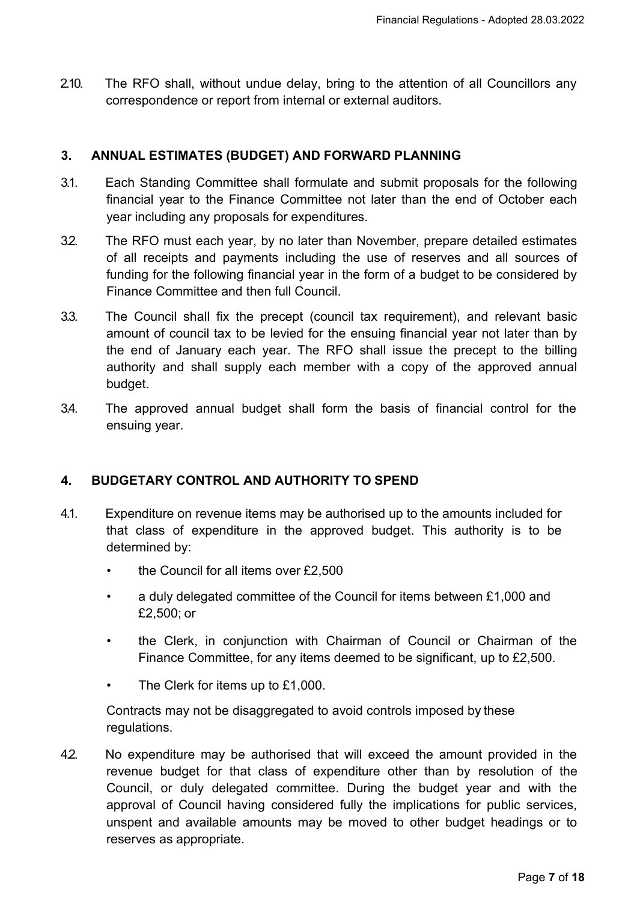2.10. The RFO shall, without undue delay, bring to the attention of all Councillors any correspondence or report from internal or external auditors.

## 3. ANNUAL ESTIMATES (BUDGET) AND FORWARD PLANNING

3.1. Each Standing Committee shall formulate and submit proposals for the following financial year to the Finance Committee not later than the end of October each year including any proposals for expenditures.

3.2. The RFO must each year, by no later than November, prepare detailed estimates of all receipts and payments including the use of reserves and all sources of funding for the following financial year in the form of a budget to be considered by Finance Committee and then full Council.

3.3. The Council shall fix the precept (council tax requirement), and relevant basic amount of council tax to be levied for the ensuing financial year not later than by the end of January each year. The RFO shall issue the precept to the billing authority and shall supply each member with a copy of the approved annual budget.

3.4. The approved annual budget shall form the basis of financial control for the ensuing year.

## 4. BUDGETARY CONTROL AND AUTHORITY TO SPEND

4.1. Expenditure on revenue items may be authorised up to the amounts included for that class of expenditure in the approved budget. This authority is to be determined by:

- the Council for all items over £2,500
- a duly delegated committee of the Council for items between £1,000 and £2,500; or
- the Clerk, in conjunction with Chairman of Council or Chairman of the Finance Committee, for any items deemed to be significant, up to £2,500.
- The Clerk for items up to £1,000.

Contracts may not be disaggregated to avoid controls imposed by these regulations.

4.2. No expenditure may be authorised that will exceed the amount provided in the revenue budget for that class of expenditure other than by resolution of the Council, or duly delegated committee. During the budget year and with the approval of Council having considered fully the implications for public services, unspent and available amounts may be moved to other budget headings or to reserves as appropriate.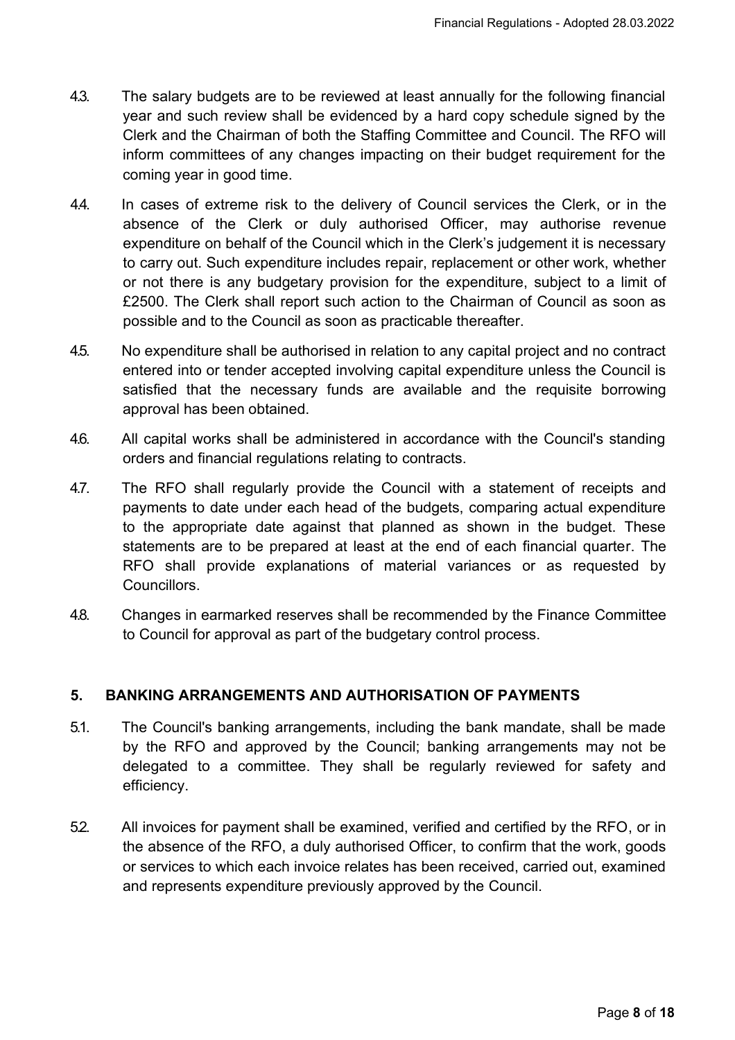4.3. The salary budgets are to be reviewed at least annually for the following financial year and such review shall be evidenced by a hard copy schedule signed by the Clerk and the Chairman of both the Staffing Committee and Council. The RFO will inform committees of any changes impacting on their budget requirement for the coming year in good time.

4.4. In cases of extreme risk to the delivery of Council services the Clerk, or in the absence of the Clerk or duly authorised Officer, may authorise revenue expenditure on behalf of the Council which in the Clerk's judgement it is necessary to carry out. Such expenditure includes repair, replacement or other work, whether or not there is any budgetary provision for the expenditure, subject to a limit of £2500. The Clerk shall report such action to the Chairman of Council as soon as possible and to the Council as soon as practicable thereafter.

4.5. No expenditure shall be authorised in relation to any capital project and no contract entered into or tender accepted involving capital expenditure unless the Council is satisfied that the necessary funds are available and the requisite borrowing approval has been obtained.

4.6. All capital works shall be administered in accordance with the Council's standing orders and financial regulations relating to contracts.

4.7. The RFO shall regularly provide the Council with a statement of receipts and payments to date under each head of the budgets, comparing actual expenditure to the appropriate date against that planned as shown in the budget. These statements are to be prepared at least at the end of each financial quarter. The RFO shall provide explanations of material variances or as requested by Councillors.

4.8. Changes in earmarked reserves shall be recommended by the Finance Committee to Council for approval as part of the budgetary control process.

## 5. BANKING ARRANGEMENTS AND AUTHORISATION OF PAYMENTS

5.1. The Council's banking arrangements, including the bank mandate, shall be made by the RFO and approved by the Council; banking arrangements may not be delegated to a committee. They shall be regularly reviewed for safety and efficiency.

5.2. All invoices for payment shall be examined, verified and certified by the RFO, or in the absence of the RFO, a duly authorised Officer, to confirm that the work, goods or services to which each invoice relates has been received, carried out, examined and represents expenditure previously approved by the Council.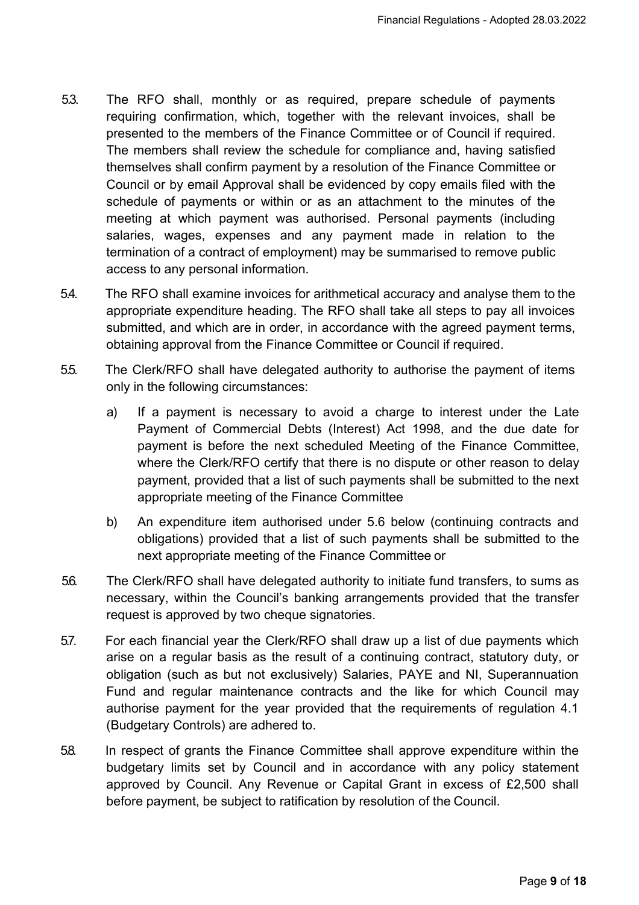5.3. The RFO shall, monthly or as required, prepare schedule of payments requiring confirmation, which, together with the relevant invoices, shall be presented to the members of the Finance Committee or of Council if required. The members shall review the schedule for compliance and, having satisfied themselves shall confirm payment by a resolution of the Finance Committee or Council or by email Approval shall be evidenced by copy emails filed with the schedule of payments or within or as an attachment to the minutes of the meeting at which payment was authorised. Personal payments (including salaries, wages, expenses and any payment made in relation to the termination of a contract of employment) may be summarised to remove public access to any personal information.

5.4. The RFO shall examine invoices for arithmetical accuracy and analyse them to the appropriate expenditure heading. The RFO shall take all steps to pay all invoices submitted, and which are in order, in accordance with the agreed payment terms, obtaining approval from the Finance Committee or Council if required.

5.5. The Clerk/RFO shall have delegated authority to authorise the payment of items only in the following circumstances:

a) If a payment is necessary to avoid a charge to interest under the Late Payment of Commercial Debts (Interest) Act 1998, and the due date for payment is before the next scheduled Meeting of the Finance Committee, where the Clerk/RFO certify that there is no dispute or other reason to delay payment, provided that a list of such payments shall be submitted to the next appropriate meeting of the Finance Committee

b) An expenditure item authorised under 5.6 below (continuing contracts and obligations) provided that a list of such payments shall be submitted to the next appropriate meeting of the Finance Committee or

5.6. The Clerk/RFO shall have delegated authority to initiate fund transfers, to sums as necessary, within the Council's banking arrangements provided that the transfer request is approved by two cheque signatories.

5.7. For each financial year the Clerk/RFO shall draw up a list of due payments which arise on a regular basis as the result of a continuing contract, statutory duty, or obligation (such as but not exclusively) Salaries, PAYE and NI, Superannuation Fund and regular maintenance contracts and the like for which Council may authorise payment for the year provided that the requirements of regulation 4.1 (Budgetary Controls) are adhered to.

5.8. In respect of grants the Finance Committee shall approve expenditure within the budgetary limits set by Council and in accordance with any policy statement approved by Council. Any Revenue or Capital Grant in excess of £2,500 shall before payment, be subject to ratification by resolution of the Council.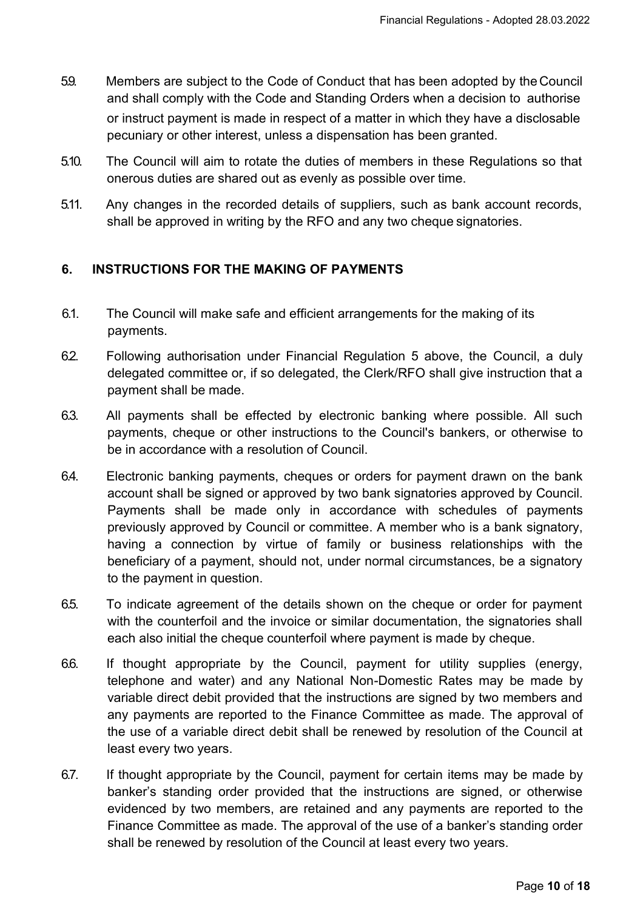5.9. Members are subject to the Code of Conduct that has been adopted by the Council and shall comply with the Code and Standing Orders when a decision to authorise or instruct payment is made in respect of a matter in which they have a disclosable pecuniary or other interest, unless a dispensation has been granted.

5.10. The Council will aim to rotate the duties of members in these Regulations so that onerous duties are shared out as evenly as possible over time.

5.11. Any changes in the recorded details of suppliers, such as bank account records, shall be approved in writing by the RFO and any two cheque signatories.

## 6. INSTRUCTIONS FOR THE MAKING OF PAYMENTS

6.1. The Council will make safe and efficient arrangements for the making of its payments.

6.2. Following authorisation under Financial Regulation 5 above, the Council, a duly delegated committee or, if so delegated, the Clerk/RFO shall give instruction that a payment shall be made.

6.3. All payments shall be effected by electronic banking where possible. All such payments, cheque or other instructions to the Council's bankers, or otherwise to be in accordance with a resolution of Council.

6.4. Electronic banking payments, cheques or orders for payment drawn on the bank account shall be signed or approved by two bank signatories approved by Council. Payments shall be made only in accordance with schedules of payments previously approved by Council or committee. A member who is a bank signatory, having a connection by virtue of family or business relationships with the beneficiary of a payment, should not, under normal circumstances, be a signatory to the payment in question.

6.5. To indicate agreement of the details shown on the cheque or order for payment with the counterfoil and the invoice or similar documentation, the signatories shall each also initial the cheque counterfoil where payment is made by cheque.

6.6. If thought appropriate by the Council, payment for utility supplies (energy, telephone and water) and any National Non-Domestic Rates may be made by variable direct debit provided that the instructions are signed by two members and any payments are reported to the Finance Committee as made. The approval of the use of a variable direct debit shall be renewed by resolution of the Council at least every two years.

6.7. If thought appropriate by the Council, payment for certain items may be made by banker's standing order provided that the instructions are signed, or otherwise evidenced by two members, are retained and any payments are reported to the Finance Committee as made. The approval of the use of a banker's standing order shall be renewed by resolution of the Council at least every two years.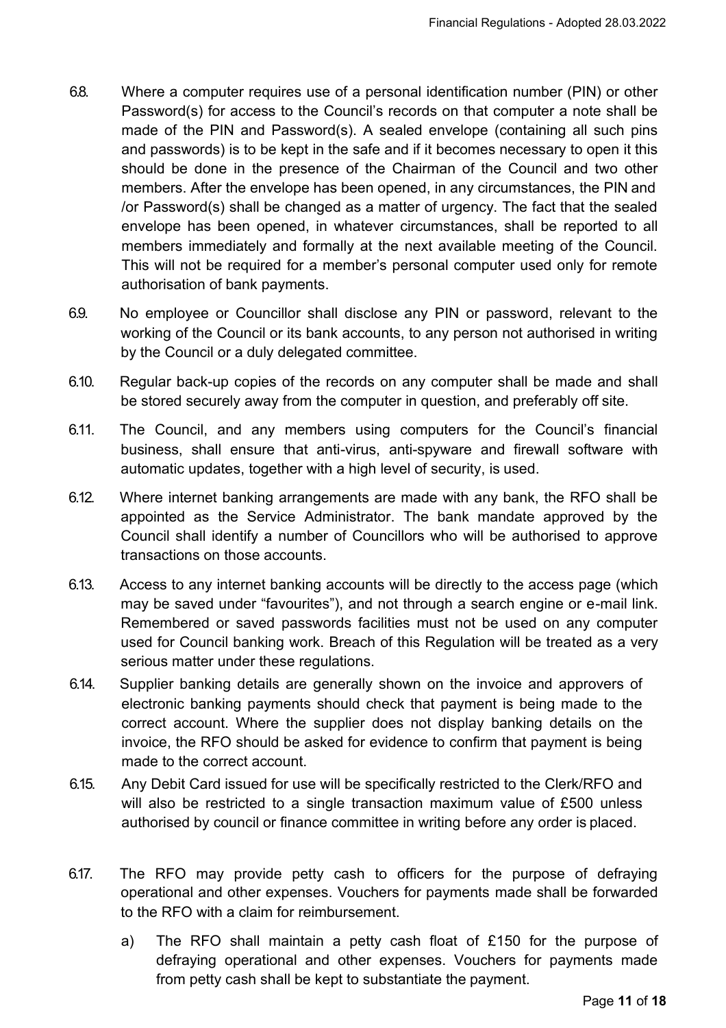6.8. Where a computer requires use of a personal identification number (PIN) or other Password(s) for access to the Council's records on that computer a note shall be made of the PIN and Password(s). A sealed envelope (containing all such pins and passwords) is to be kept in the safe and if it becomes necessary to open it this should be done in the presence of the Chairman of the Council and two other members. After the envelope has been opened, in any circumstances, the PIN and /or Password(s) shall be changed as a matter of urgency. The fact that the sealed envelope has been opened, in whatever circumstances, shall be reported to all members immediately and formally at the next available meeting of the Council. This will not be required for a member's personal computer used only for remote authorisation of bank payments.

6.9. No employee or Councillor shall disclose any PIN or password, relevant to the working of the Council or its bank accounts, to any person not authorised in writing by the Council or a duly delegated committee.

6.10. Regular back-up copies of the records on any computer shall be made and shall be stored securely away from the computer in question, and preferably off site.

6.11. The Council, and any members using computers for the Council's financial business, shall ensure that anti-virus, anti-spyware and firewall software with automatic updates, together with a high level of security, is used.

6.12. Where internet banking arrangements are made with any bank, the RFO shall be appointed as the Service Administrator. The bank mandate approved by the Council shall identify a number of Councillors who will be authorised to approve transactions on those accounts.

6.13. Access to any internet banking accounts will be directly to the access page (which may be saved under "favourites"), and not through a search engine or e-mail link. Remembered or saved passwords facilities must not be used on any computer used for Council banking work. Breach of this Regulation will be treated as a very serious matter under these regulations.

6.14. Supplier banking details are generally shown on the invoice and approvers of electronic banking payments should check that payment is being made to the correct account. Where the supplier does not display banking details on the invoice, the RFO should be asked for evidence to confirm that payment is being made to the correct account.

6.15. Any Debit Card issued for use will be specifically restricted to the Clerk/RFO and will also be restricted to a single transaction maximum value of £500 unless authorised by council or finance committee in writing before any order is placed.

6.17. The RFO may provide petty cash to officers for the purpose of defraying operational and other expenses. Vouchers for payments made shall be forwarded to the RFO with a claim for reimbursement.

a) The RFO shall maintain a petty cash float of £150 for the purpose of defraying operational and other expenses. Vouchers for payments made from petty cash shall be kept to substantiate the payment.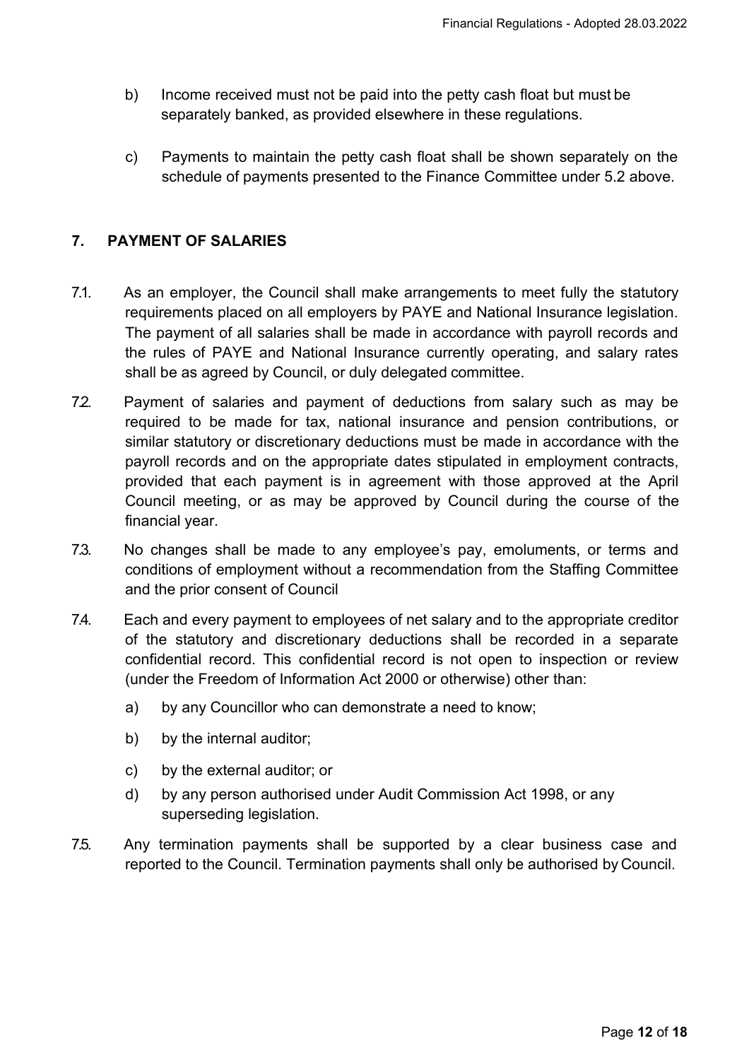b) Income received must not be paid into the petty cash float but must be separately banked, as provided elsewhere in these regulations.

c) Payments to maintain the petty cash float shall be shown separately on the schedule of payments presented to the Finance Committee under 5.2 above.

## 7. PAYMENT OF SALARIES

7.1. As an employer, the Council shall make arrangements to meet fully the statutory requirements placed on all employers by PAYE and National Insurance legislation. The payment of all salaries shall be made in accordance with payroll records and the rules of PAYE and National Insurance currently operating, and salary rates shall be as agreed by Council, or duly delegated committee.

7.2. Payment of salaries and payment of deductions from salary such as may be required to be made for tax, national insurance and pension contributions, or similar statutory or discretionary deductions must be made in accordance with the payroll records and on the appropriate dates stipulated in employment contracts, provided that each payment is in agreement with those approved at the April Council meeting, or as may be approved by Council during the course of the financial year.

7.3. No changes shall be made to any employee's pay, emoluments, or terms and conditions of employment without a recommendation from the Staffing Committee and the prior consent of Council

7.4. Each and every payment to employees of net salary and to the appropriate creditor of the statutory and discretionary deductions shall be recorded in a separate confidential record. This confidential record is not open to inspection or review (under the Freedom of Information Act 2000 or otherwise) other than:

a) by any Councillor who can demonstrate a need to know;

b) by the internal auditor;

c) by the external auditor; or

d) by any person authorised under Audit Commission Act 1998, or any superseding legislation.

7.5. Any termination payments shall be supported by a clear business case and reported to the Council. Termination payments shall only be authorised by Council.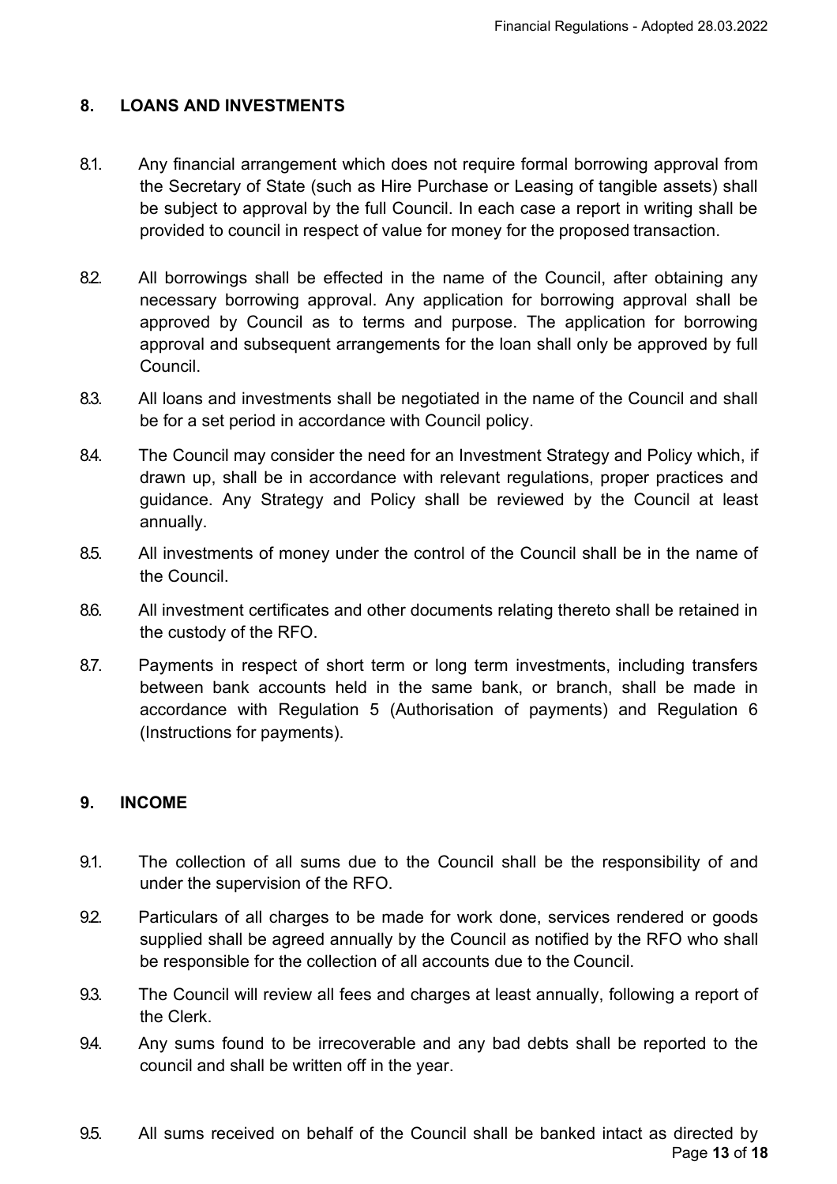## 8. LOANS AND INVESTMENTS

8.1. Any financial arrangement which does not require formal borrowing approval from the Secretary of State (such as Hire Purchase or Leasing of tangible assets) shall be subject to approval by the full Council. In each case a report in writing shall be provided to council in respect of value for money for the proposed transaction.

8.2. All borrowings shall be effected in the name of the Council, after obtaining any necessary borrowing approval. Any application for borrowing approval shall be approved by Council as to terms and purpose. The application for borrowing approval and subsequent arrangements for the loan shall only be approved by full Council.

8.3. All loans and investments shall be negotiated in the name of the Council and shall be for a set period in accordance with Council policy.

8.4. The Council may consider the need for an Investment Strategy and Policy which, if drawn up, shall be in accordance with relevant regulations, proper practices and guidance. Any Strategy and Policy shall be reviewed by the Council at least annually.

8.5. All investments of money under the control of the Council shall be in the name of the Council.

8.6. All investment certificates and other documents relating thereto shall be retained in the custody of the RFO.

8.7. Payments in respect of short term or long term investments, including transfers between bank accounts held in the same bank, or branch, shall be made in accordance with Regulation 5 (Authorisation of payments) and Regulation 6 (Instructions for payments).

## 9. INCOME

9.1. The collection of all sums due to the Council shall be the responsibility of and under the supervision of the RFO.

9.2. Particulars of all charges to be made for work done, services rendered or goods supplied shall be agreed annually by the Council as notified by the RFO who shall be responsible for the collection of all accounts due to the Council.

9.3. The Council will review all fees and charges at least annually, following a report of the Clerk.

9.4. Any sums found to be irrecoverable and any bad debts shall be reported to the council and shall be written off in the year.

9.5. All sums received on behalf of the Council shall be banked intact as directed by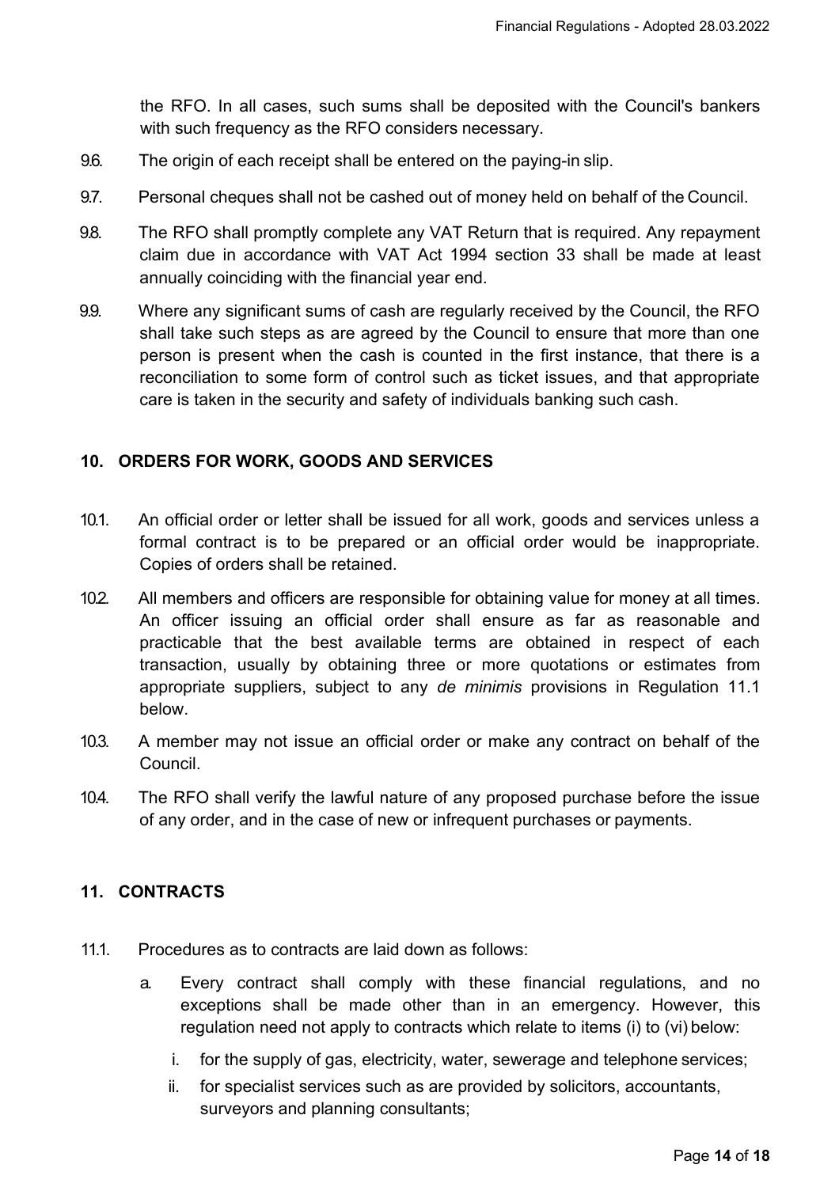the RFO. In all cases, such sums shall be deposited with the Council's bankers with such frequency as the RFO considers necessary.

9.6. The origin of each receipt shall be entered on the paying-in slip.

9.7. Personal cheques shall not be cashed out of money held on behalf of the Council.

9.8. The RFO shall promptly complete any VAT Return that is required. Any repayment claim due in accordance with VAT Act 1994 section 33 shall be made at least annually coinciding with the financial year end.

9.9. Where any significant sums of cash are regularly received by the Council, the RFO shall take such steps as are agreed by the Council to ensure that more than one person is present when the cash is counted in the first instance, that there is a reconciliation to some form of control such as ticket issues, and that appropriate care is taken in the security and safety of individuals banking such cash.

## 10. ORDERS FOR WORK, GOODS AND SERVICES

10.1. An official order or letter shall be issued for all work, goods and services unless a formal contract is to be prepared or an official order would be inappropriate. Copies of orders shall be retained.

10.2. All members and officers are responsible for obtaining value for money at all times. An officer issuing an official order shall ensure as far as reasonable and practicable that the best available terms are obtained in respect of each transaction, usually by obtaining three or more quotations or estimates from appropriate suppliers, subject to any *de minimis* provisions in Regulation 11.1 below.

10.3. A member may not issue an official order or make any contract on behalf of the Council.

10.4. The RFO shall verify the lawful nature of any proposed purchase before the issue of any order, and in the case of new or infrequent purchases or payments.

## 11. CONTRACTS

11.1. Procedures as to contracts are laid down as follows:

a. Every contract shall comply with these financial regulations, and no exceptions shall be made other than in an emergency. However, this regulation need not apply to contracts which relate to items (i) to (vi) below:

   i. for the supply of gas, electricity, water, sewerage and telephone services;

   ii. for specialist services such as are provided by solicitors, accountants, surveyors and planning consultants;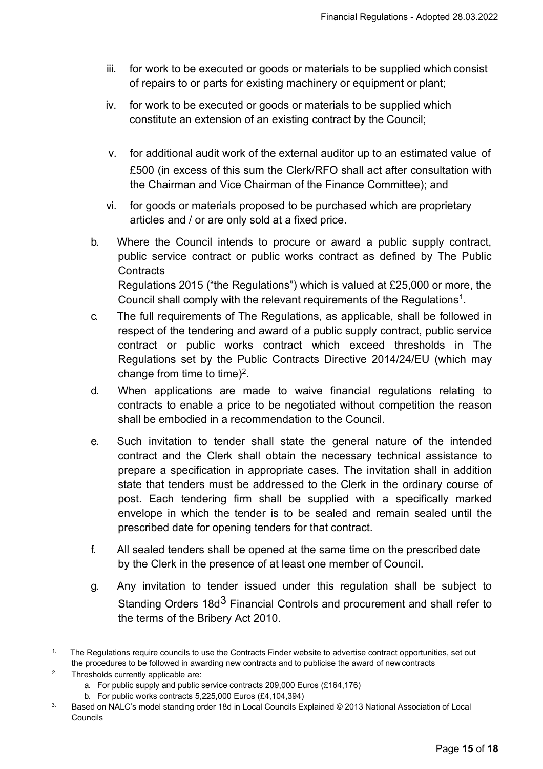iii. for work to be executed or goods or materials to be supplied which consist of repairs to or parts for existing machinery or equipment or plant;

iv. for work to be executed or goods or materials to be supplied which constitute an extension of an existing contract by the Council;

v. for additional audit work of the external auditor up to an estimated value of £500 (in excess of this sum the Clerk/RFO shall act after consultation with the Chairman and Vice Chairman of the Finance Committee); and

vi. for goods or materials proposed to be purchased which are proprietary articles and / or are only sold at a fixed price.

b. Where the Council intends to procure or award a public supply contract, public service contract or public works contract as defined by The Public Contracts
Regulations 2015 ("the Regulations") which is valued at £25,000 or more, the Council shall comply with the relevant requirements of the Regulations[1].

c. The full requirements of The Regulations, as applicable, shall be followed in respect of the tendering and award of a public supply contract, public service contract or public works contract which exceed thresholds in The Regulations set by the Public Contracts Directive 2014/24/EU (which may change from time to time)[2].

d. When applications are made to waive financial regulations relating to contracts to enable a price to be negotiated without competition the reason shall be embodied in a recommendation to the Council.

e. Such invitation to tender shall state the general nature of the intended contract and the Clerk shall obtain the necessary technical assistance to prepare a specification in appropriate cases. The invitation shall in addition state that tenders must be addressed to the Clerk in the ordinary course of post. Each tendering firm shall be supplied with a specifically marked envelope in which the tender is to be sealed and remain sealed until the prescribed date for opening tenders for that contract.

f. All sealed tenders shall be opened at the same time on the prescribed date by the Clerk in the presence of at least one member of Council.

g. Any invitation to tender issued under this regulation shall be subject to Standing Orders 18d[3] Financial Controls and procurement and shall refer to the terms of the Bribery Act 2010.

---

1. The Regulations require councils to use the Contracts Finder website to advertise contract opportunities, set out the procedures to be followed in awarding new contracts and to publicise the award of new contracts
2. Thresholds currently applicable are:
   a. For public supply and public service contracts 209,000 Euros (£164,176)
   b. For public works contracts 5,225,000 Euros (£4,104,394)
3. Based on NALC's model standing order 18d in Local Councils Explained © 2013 National Association of Local Councils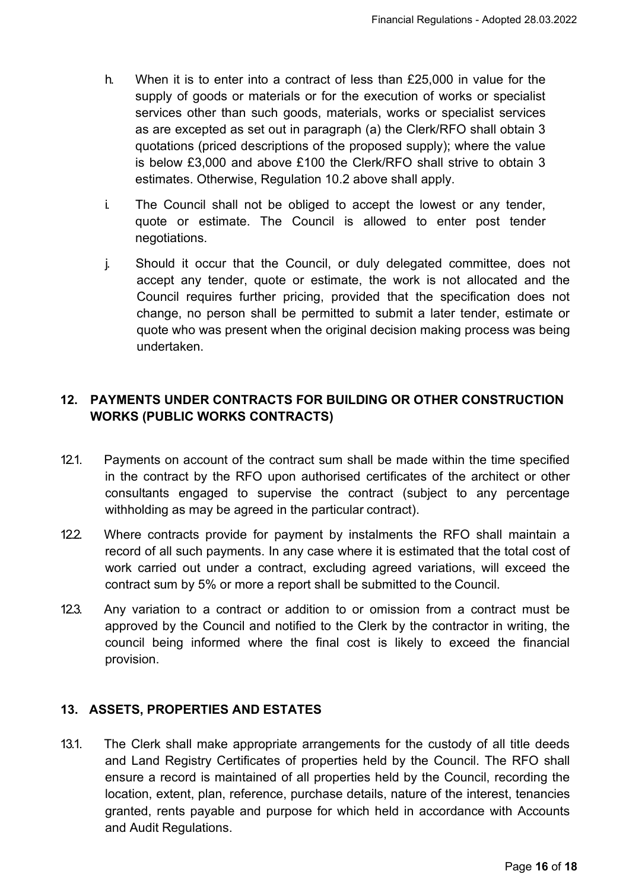h. When it is to enter into a contract of less than £25,000 in value for the supply of goods or materials or for the execution of works or specialist services other than such goods, materials, works or specialist services as are excepted as set out in paragraph (a) the Clerk/RFO shall obtain 3 quotations (priced descriptions of the proposed supply); where the value is below £3,000 and above £100 the Clerk/RFO shall strive to obtain 3 estimates. Otherwise, Regulation 10.2 above shall apply.

i. The Council shall not be obliged to accept the lowest or any tender, quote or estimate. The Council is allowed to enter post tender negotiations.

j. Should it occur that the Council, or duly delegated committee, does not accept any tender, quote or estimate, the work is not allocated and the Council requires further pricing, provided that the specification does not change, no person shall be permitted to submit a later tender, estimate or quote who was present when the original decision making process was being undertaken.

## 12. PAYMENTS UNDER CONTRACTS FOR BUILDING OR OTHER CONSTRUCTION WORKS (PUBLIC WORKS CONTRACTS)

12.1. Payments on account of the contract sum shall be made within the time specified in the contract by the RFO upon authorised certificates of the architect or other consultants engaged to supervise the contract (subject to any percentage withholding as may be agreed in the particular contract).

12.2. Where contracts provide for payment by instalments the RFO shall maintain a record of all such payments. In any case where it is estimated that the total cost of work carried out under a contract, excluding agreed variations, will exceed the contract sum by 5% or more a report shall be submitted to the Council.

12.3. Any variation to a contract or addition to or omission from a contract must be approved by the Council and notified to the Clerk by the contractor in writing, the council being informed where the final cost is likely to exceed the financial provision.

## 13. ASSETS, PROPERTIES AND ESTATES

13.1. The Clerk shall make appropriate arrangements for the custody of all title deeds and Land Registry Certificates of properties held by the Council. The RFO shall ensure a record is maintained of all properties held by the Council, recording the location, extent, plan, reference, purchase details, nature of the interest, tenancies granted, rents payable and purpose for which held in accordance with Accounts and Audit Regulations.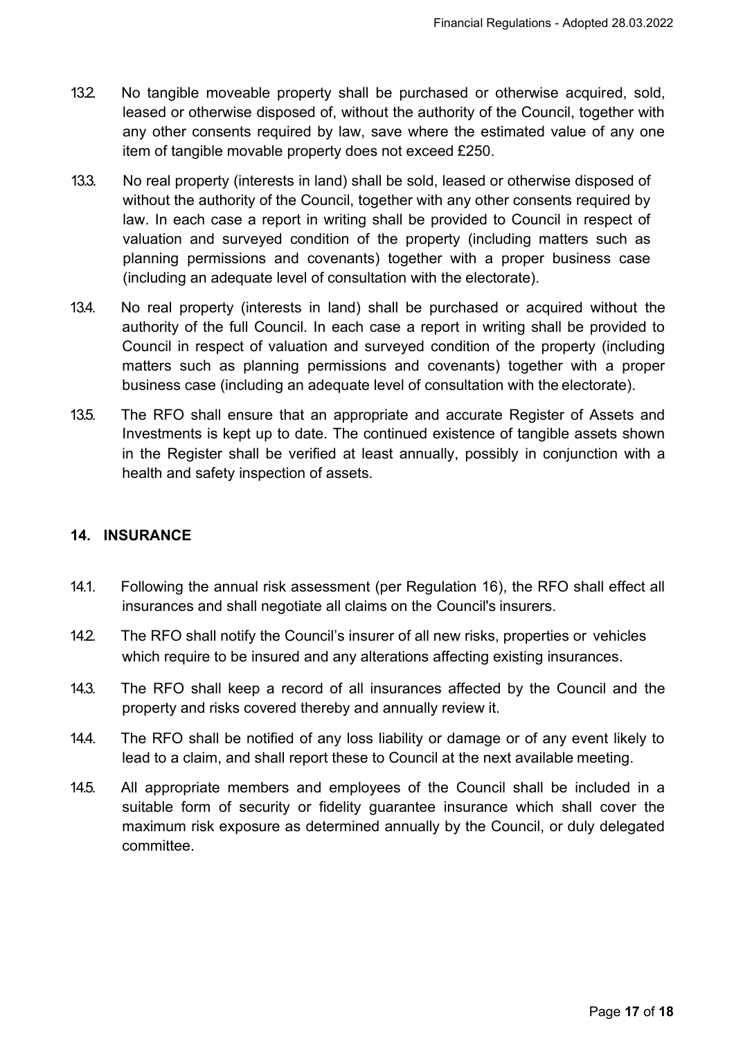13.2. No tangible moveable property shall be purchased or otherwise acquired, sold, leased or otherwise disposed of, without the authority of the Council, together with any other consents required by law, save where the estimated value of any one item of tangible movable property does not exceed £250.

13.3. No real property (interests in land) shall be sold, leased or otherwise disposed of without the authority of the Council, together with any other consents required by law. In each case a report in writing shall be provided to Council in respect of valuation and surveyed condition of the property (including matters such as planning permissions and covenants) together with a proper business case (including an adequate level of consultation with the electorate).

13.4. No real property (interests in land) shall be purchased or acquired without the authority of the full Council. In each case a report in writing shall be provided to Council in respect of valuation and surveyed condition of the property (including matters such as planning permissions and covenants) together with a proper business case (including an adequate level of consultation with the electorate).

13.5. The RFO shall ensure that an appropriate and accurate Register of Assets and Investments is kept up to date. The continued existence of tangible assets shown in the Register shall be verified at least annually, possibly in conjunction with a health and safety inspection of assets.

## 14. INSURANCE

14.1. Following the annual risk assessment (per Regulation 16), the RFO shall effect all insurances and shall negotiate all claims on the Council's insurers.

14.2. The RFO shall notify the Council's insurer of all new risks, properties or vehicles which require to be insured and any alterations affecting existing insurances.

14.3. The RFO shall keep a record of all insurances affected by the Council and the property and risks covered thereby and annually review it.

14.4. The RFO shall be notified of any loss liability or damage or of any event likely to lead to a claim, and shall report these to Council at the next available meeting.

14.5. All appropriate members and employees of the Council shall be included in a suitable form of security or fidelity guarantee insurance which shall cover the maximum risk exposure as determined annually by the Council, or duly delegated committee.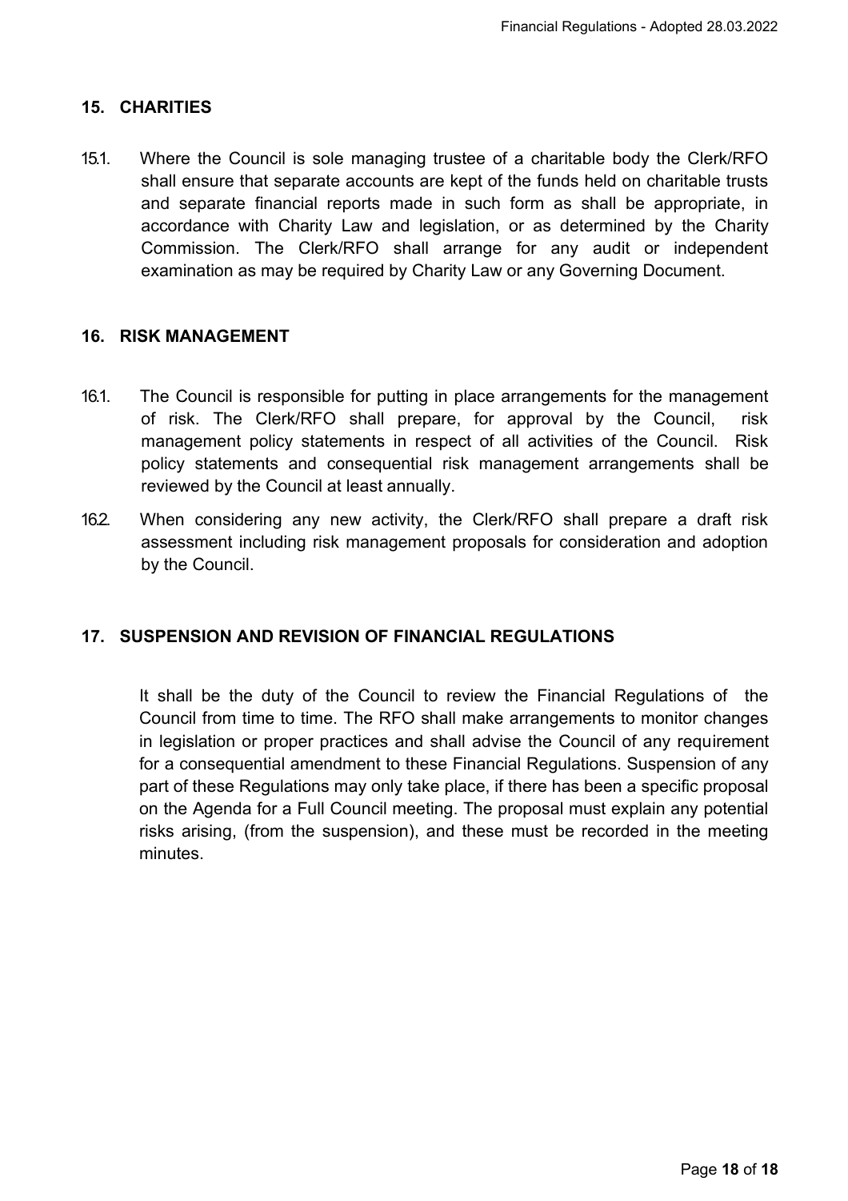## 15. CHARITIES

15.1. Where the Council is sole managing trustee of a charitable body the Clerk/RFO shall ensure that separate accounts are kept of the funds held on charitable trusts and separate financial reports made in such form as shall be appropriate, in accordance with Charity Law and legislation, or as determined by the Charity Commission. The Clerk/RFO shall arrange for any audit or independent examination as may be required by Charity Law or any Governing Document.

## 16. RISK MANAGEMENT

16.1. The Council is responsible for putting in place arrangements for the management of risk. The Clerk/RFO shall prepare, for approval by the Council, risk management policy statements in respect of all activities of the Council. Risk policy statements and consequential risk management arrangements shall be reviewed by the Council at least annually.

16.2. When considering any new activity, the Clerk/RFO shall prepare a draft risk assessment including risk management proposals for consideration and adoption by the Council.

## 17. SUSPENSION AND REVISION OF FINANCIAL REGULATIONS

It shall be the duty of the Council to review the Financial Regulations of the Council from time to time. The RFO shall make arrangements to monitor changes in legislation or proper practices and shall advise the Council of any requirement for a consequential amendment to these Financial Regulations. Suspension of any part of these Regulations may only take place, if there has been a specific proposal on the Agenda for a Full Council meeting. The proposal must explain any potential risks arising, (from the suspension), and these must be recorded in the meeting minutes.